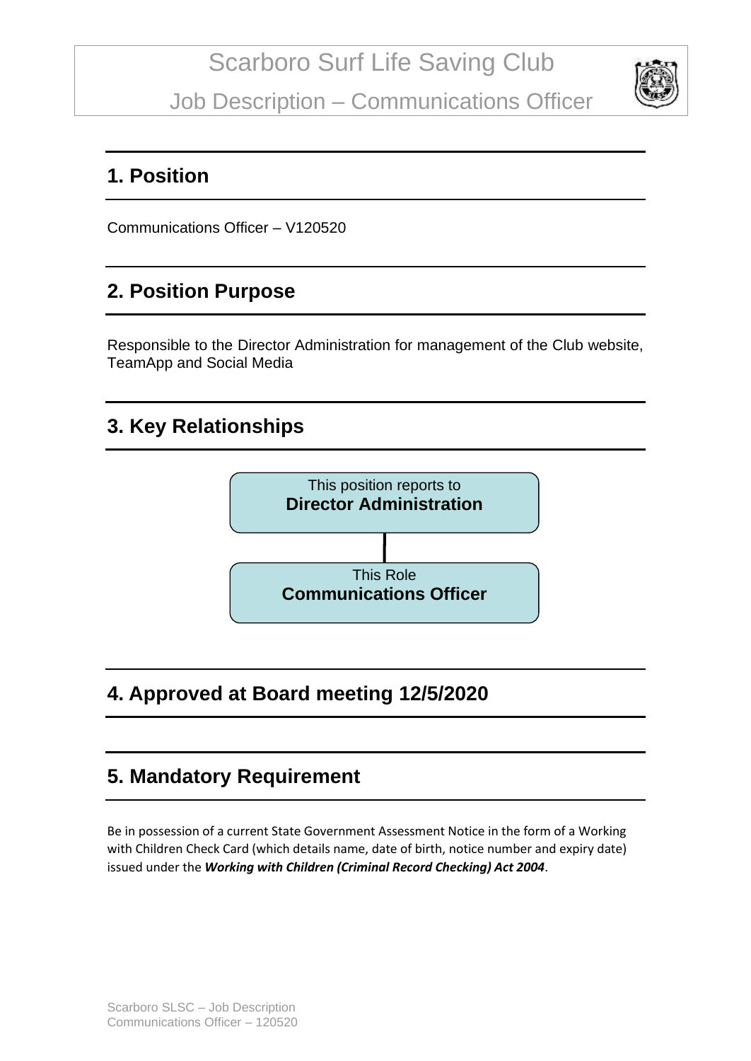# Scarboro Surf Life Saving Club

## Job Description – Communications Officer

## 1. Position

Communications Officer – V120520

## 2. Position Purpose

Responsible to the Director Administration for management of the Club website, TeamApp and Social Media

## 3. Key Relationships

This position reports to
**Director Administration**

This Role
**Communications Officer**

## 4. Approved at Board meeting 12/5/2020

## 5. Mandatory Requirement

Be in possession of a current State Government Assessment Notice in the form of a Working with Children Check Card (which details name, date of birth, notice number and expiry date) issued under the ***Working with Children (Criminal Record Checking) Act 2004***.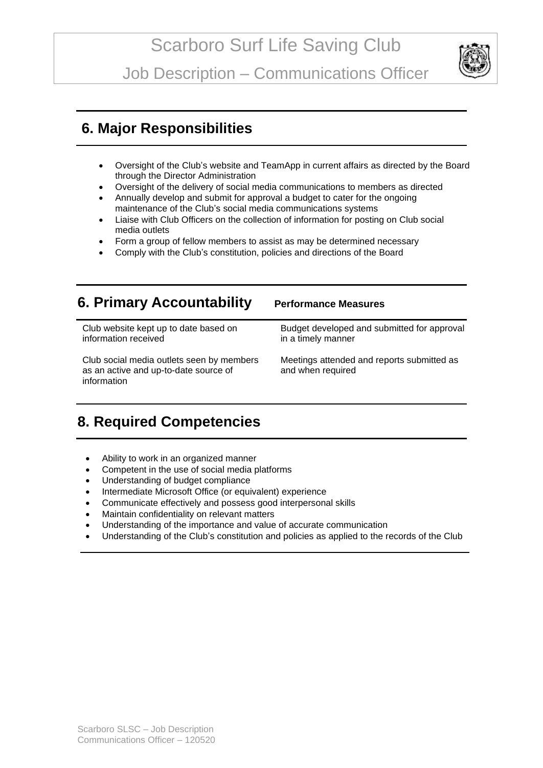## 6. Major Responsibilities

- Oversight of the Club's website and TeamApp in current affairs as directed by the Board through the Director Administration
- Oversight of the delivery of social media communications to members as directed
- Annually develop and submit for approval a budget to cater for the ongoing maintenance of the Club's social media communications systems
- Liaise with Club Officers on the collection of information for posting on Club social media outlets
- Form a group of fellow members to assist as may be determined necessary
- Comply with the Club's constitution, policies and directions of the Board

## 6. Primary Accountability

| Primary Accountability | Performance Measures |
|---|---|
| Club website kept up to date based on information received | Budget developed and submitted for approval in a timely manner |
| Club social media outlets seen by members as an active and up-to-date source of information | Meetings attended and reports submitted as and when required |

## 8. Required Competencies

- Ability to work in an organized manner
- Competent in the use of social media platforms
- Understanding of budget compliance
- Intermediate Microsoft Office (or equivalent) experience
- Communicate effectively and possess good interpersonal skills
- Maintain confidentiality on relevant matters
- Understanding of the importance and value of accurate communication
- Understanding of the Club's constitution and policies as applied to the records of the Club